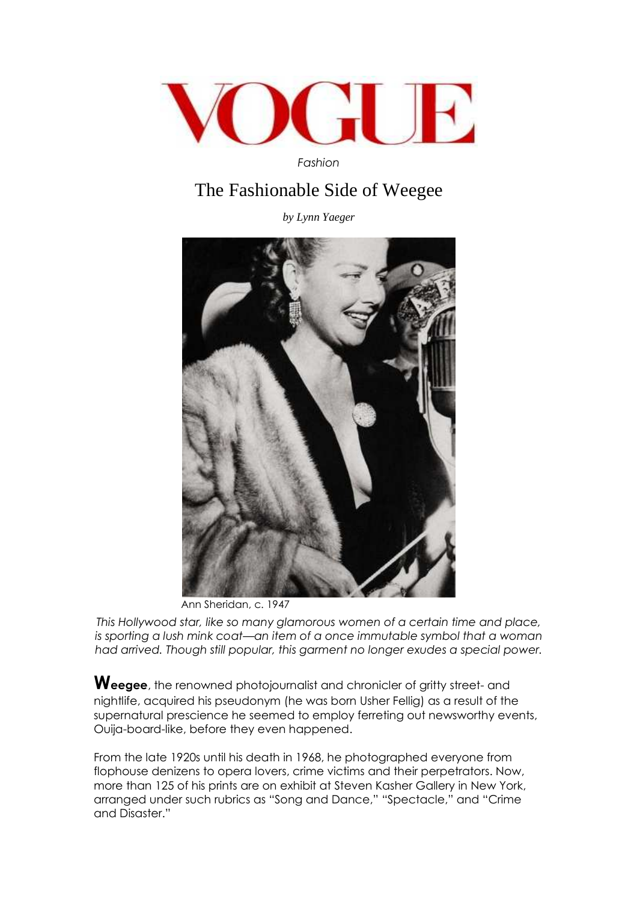# VOGUE

*Fashion*

## The Fashionable Side of Weegee

*by Lynn Yaeger*

Ann Sheridan, c. 1947

*This Hollywood star, like so many glamorous women of a certain time and place, is sporting a lush mink coat—an item of a once immutable symbol that a woman had arrived. Though still popular, this garment no longer exudes a special power.*

**Weegee**, the renowned photojournalist and chronicler of gritty street- and nightlife, acquired his pseudonym (he was born Usher Fellig) as a result of the supernatural prescience he seemed to employ ferreting out newsworthy events, Ouija-board-like, before they even happened.

From the late 1920s until his death in 1968, he photographed everyone from flophouse denizens to opera lovers, crime victims and their perpetrators. Now, more than 125 of his prints are on exhibit at Steven Kasher Gallery in New York, arranged under such rubrics as "Song and Dance," "Spectacle," and "Crime and Disaster."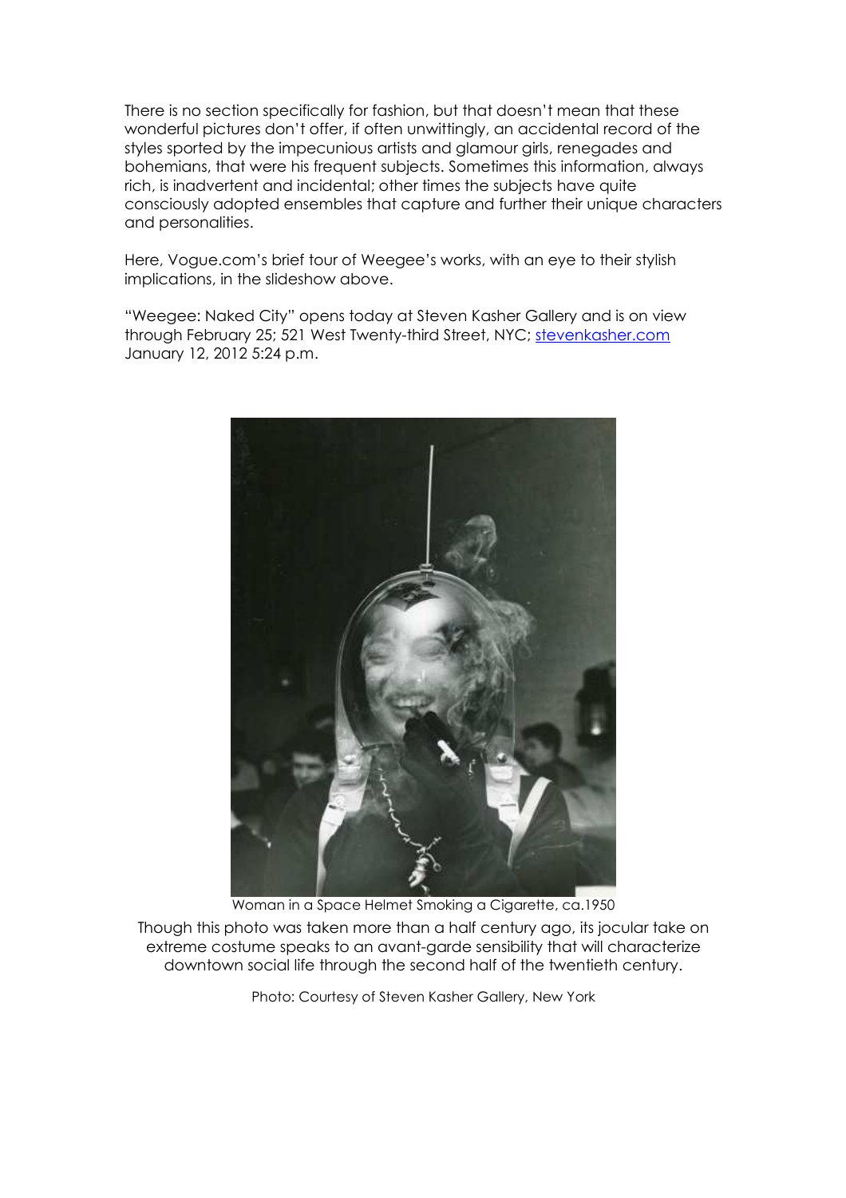There is no section specifically for fashion, but that doesn't mean that these wonderful pictures don't offer, if often unwittingly, an accidental record of the styles sported by the impecunious artists and glamour girls, renegades and bohemians, that were his frequent subjects. Sometimes this information, always rich, is inadvertent and incidental; other times the subjects have quite consciously adopted ensembles that capture and further their unique characters and personalities.

Here, Vogue.com's brief tour of Weegee's works, with an eye to their stylish implications, in the slideshow above.

"Weegee: Naked City" opens today at Steven Kasher Gallery and is on view through February 25; 521 West Twenty-third Street, NYC; stevenkasher.com
January 12, 2012 5:24 p.m.

Woman in a Space Helmet Smoking a Cigarette, ca.1950

Though this photo was taken more than a half century ago, its jocular take on extreme costume speaks to an avant-garde sensibility that will characterize downtown social life through the second half of the twentieth century.

Photo: Courtesy of Steven Kasher Gallery, New York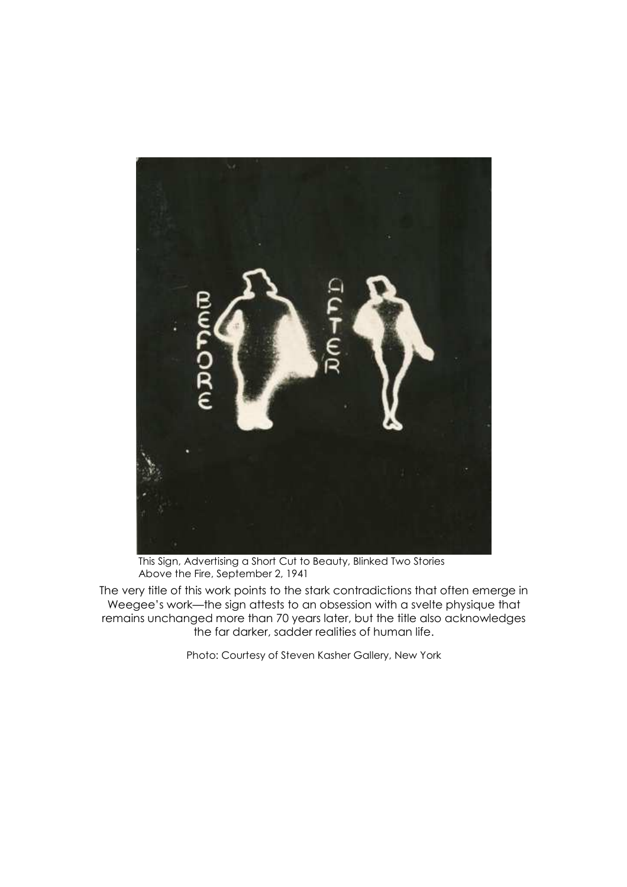This Sign, Advertising a Short Cut to Beauty, Blinked Two Stories Above the Fire, September 2, 1941

The very title of this work points to the stark contradictions that often emerge in Weegee's work—the sign attests to an obsession with a svelte physique that remains unchanged more than 70 years later, but the title also acknowledges the far darker, sadder realities of human life.

Photo: Courtesy of Steven Kasher Gallery, New York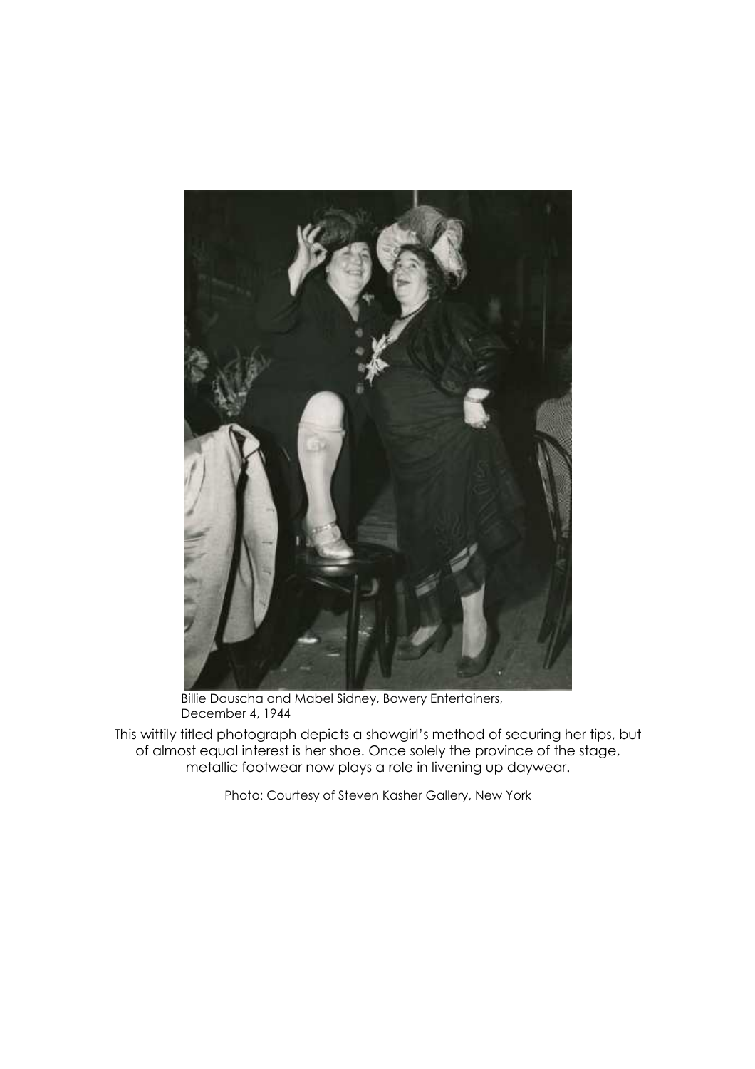Billie Dauscha and Mabel Sidney, Bowery Entertainers, December 4, 1944

This wittily titled photograph depicts a showgirl's method of securing her tips, but of almost equal interest is her shoe. Once solely the province of the stage, metallic footwear now plays a role in livening up daywear.

Photo: Courtesy of Steven Kasher Gallery, New York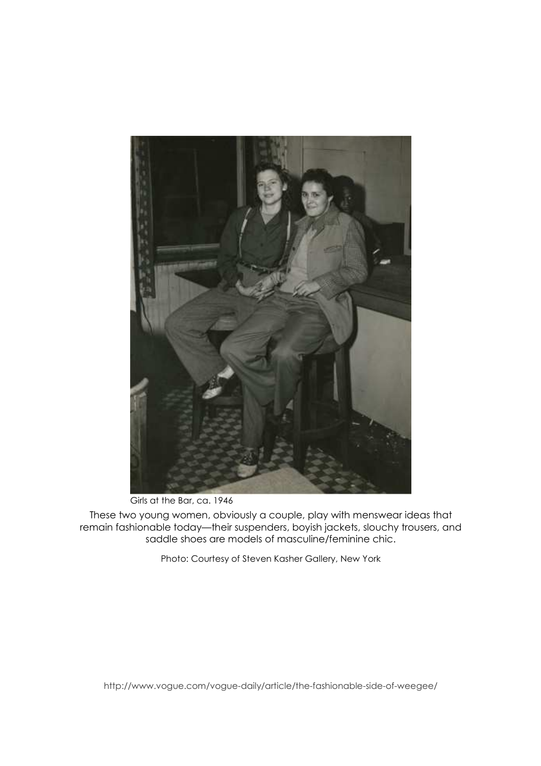Girls at the Bar, ca. 1946

These two young women, obviously a couple, play with menswear ideas that remain fashionable today—their suspenders, boyish jackets, slouchy trousers, and saddle shoes are models of masculine/feminine chic.

Photo: Courtesy of Steven Kasher Gallery, New York

http://www.vogue.com/vogue-daily/article/the-fashionable-side-of-weegee/